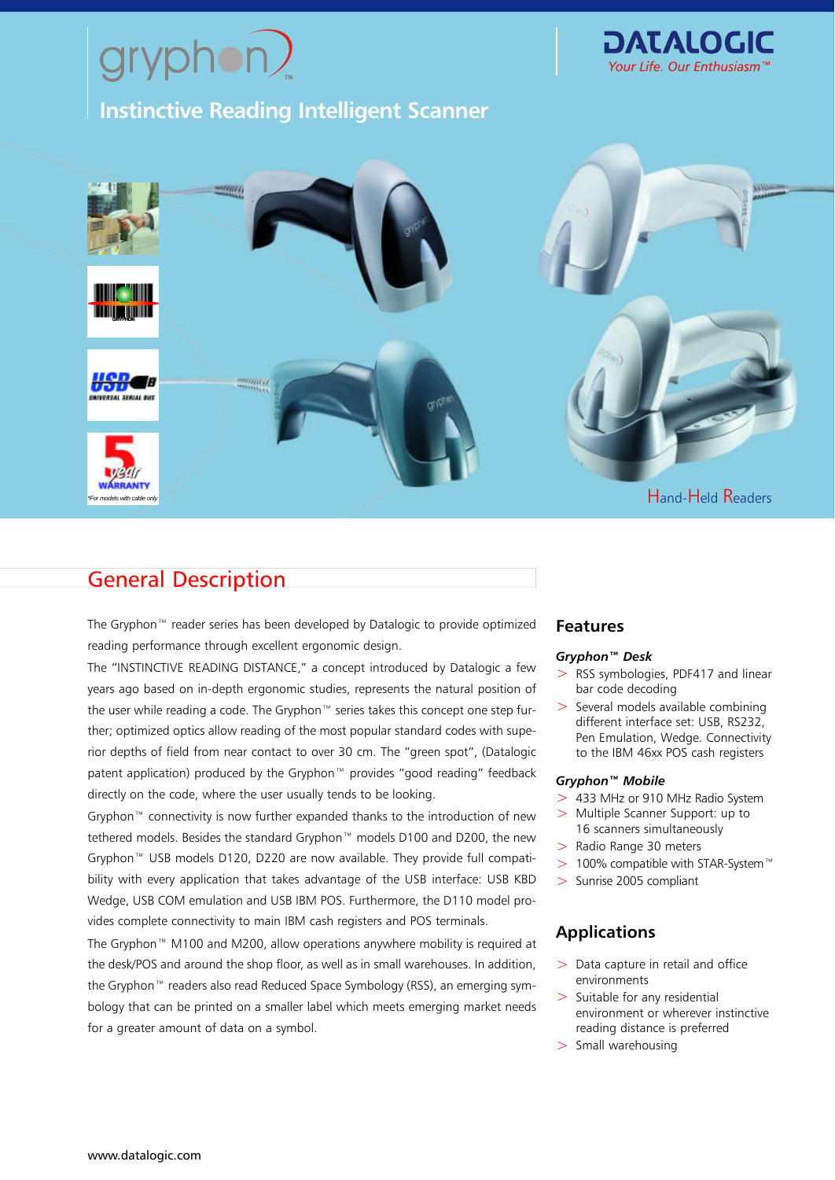# gryphon™

## Instinctive Reading Intelligent Scanner

DATALOGIC
*Your Life. Our Enthusiasm™*

5 year WARRANTY
*For models with cable only

Hand-Held Readers

## General Description

The Gryphon™ reader series has been developed by Datalogic to provide optimized reading performance through excellent ergonomic design.

The "INSTINCTIVE READING DISTANCE," a concept introduced by Datalogic a few years ago based on in-depth ergonomic studies, represents the natural position of the user while reading a code. The Gryphon™ series takes this concept one step further; optimized optics allow reading of the most popular standard codes with superior depths of field from near contact to over 30 cm. The "green spot", (Datalogic patent application) produced by the Gryphon™ provides "good reading" feedback directly on the code, where the user usually tends to be looking.

Gryphon™ connectivity is now further expanded thanks to the introduction of new tethered models. Besides the standard Gryphon™ models D100 and D200, the new Gryphon™ USB models D120, D220 are now available. They provide full compatibility with every application that takes advantage of the USB interface: USB KBD Wedge, USB COM emulation and USB IBM POS. Furthermore, the D110 model provides complete connectivity to main IBM cash registers and POS terminals.

The Gryphon™ M100 and M200, allow operations anywhere mobility is required at the desk/POS and around the shop floor, as well as in small warehouses. In addition, the Gryphon™ readers also read Reduced Space Symbology (RSS), an emerging symbology that can be printed on a smaller label which meets emerging market needs for a greater amount of data on a symbol.

## Features

### *Gryphon™ Desk*

- RSS symbologies, PDF417 and linear bar code decoding
- Several models available combining different interface set: USB, RS232, Pen Emulation, Wedge. Connectivity to the IBM 46xx POS cash registers

### *Gryphon™ Mobile*

- 433 MHz or 910 MHz Radio System
- Multiple Scanner Support: up to 16 scanners simultaneously
- Radio Range 30 meters
- 100% compatible with STAR-System™
- Sunrise 2005 compliant

## Applications

- Data capture in retail and office environments
- Suitable for any residential environment or wherever instinctive reading distance is preferred
- Small warehousing

www.datalogic.com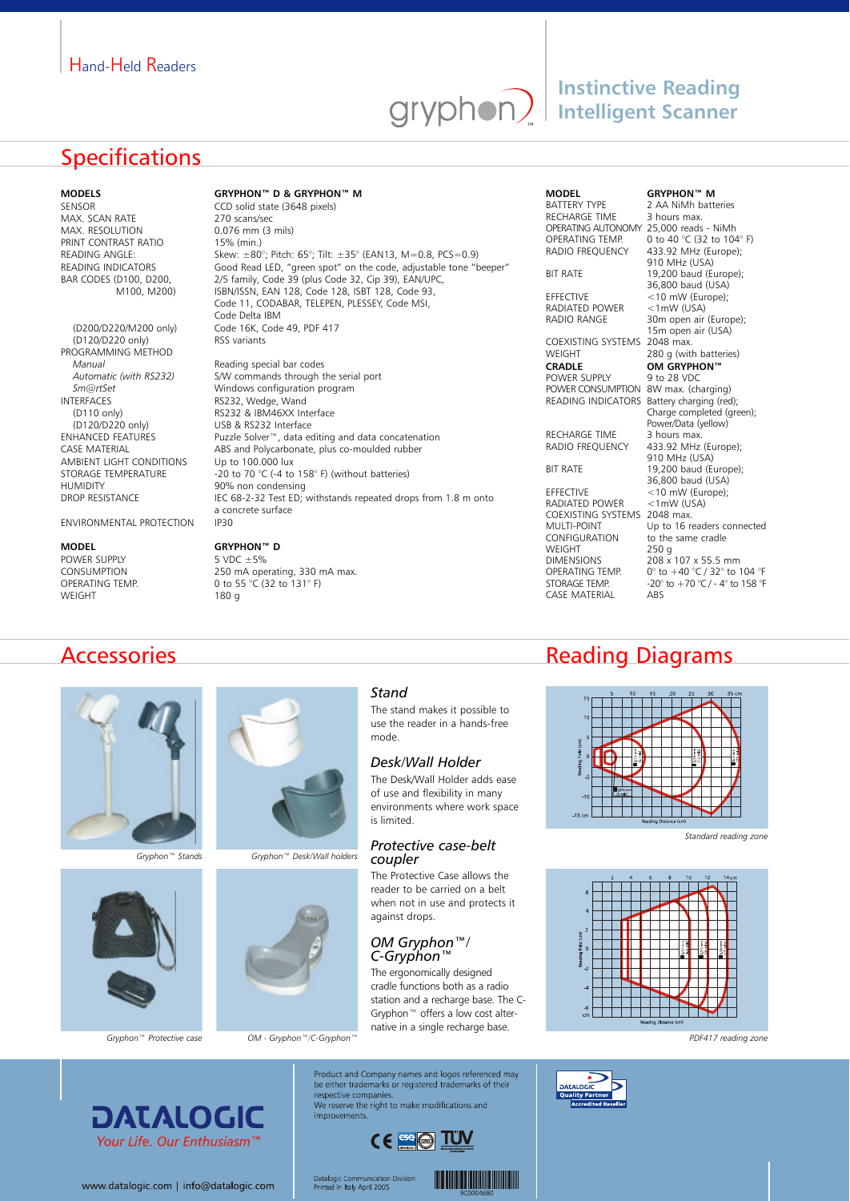Hand-Held Readers

gryphon™

**Instinctive Reading Intelligent Scanner**

## Specifications

| MODELS | GRYPHON™ D & GRYPHON™ M |
|---|---|
| SENSOR | CCD solid state (3648 pixels) |
| MAX. SCAN RATE | 270 scans/sec |
| MAX. RESOLUTION | 0.076 mm (3 mils) |
| PRINT CONTRAST RATIO | 15% (min.) |
| READING ANGLE: | Skew: ±80°; Pitch: 65°; Tilt: ±35° (EAN13, M=0.8, PCS=0.9) |
| READING INDICATORS | Good Read LED, "green spot" on the code, adjustable tone "beeper" |
| BAR CODES (D100, D200, M100, M200) | 2/5 family, Code 39 (plus Code 32, Cip 39), EAN/UPC, ISBN/ISSN, EAN 128, Code 128, ISBT 128, Code 93, Code 11, CODABAR, TELEPEN, PLESSEY, Code MSI, Code Delta IBM |
| (D200/D220/M200 only) | Code 16K, Code 49, PDF 417 |
| (D120/D220 only) | RSS variants |
| PROGRAMMING METHOD | |
| *Manual* | Reading special bar codes |
| *Automatic (with RS232)* | S/W commands through the serial port |
| *Sm@rtSet* | Windows configuration program |
| INTERFACES | RS232, Wedge, Wand |
| (D110 only) | RS232 & IBM46XX Interface |
| (D120/D220 only) | USB & RS232 Interface |
| ENHANCED FEATURES | Puzzle Solver™, data editing and data concatenation |
| CASE MATERIAL | ABS and Polycarbonate, plus co-moulded rubber |
| AMBIENT LIGHT CONDITIONS | Up to 100.000 lux |
| STORAGE TEMPERATURE | -20 to 70 °C (-4 to 158° F) (without batteries) |
| HUMIDITY | 90% non condensing |
| DROP RESISTANCE | IEC 68-2-32 Test ED; withstands repeated drops from 1.8 m onto a concrete surface |
| ENVIRONMENTAL PROTECTION | IP30 |

| MODEL | GRYPHON™ D |
|---|---|
| POWER SUPPLY | 5 VDC ±5% |
| CONSUMPTION | 250 mA operating, 330 mA max. |
| OPERATING TEMP. | 0 to 55 °C (32 to 131° F) |
| WEIGHT | 180 g |

| MODEL | GRYPHON™ M |
|---|---|
| BATTERY TYPE | 2 AA NiMh batteries |
| RECHARGE TIME | 3 hours max. |
| OPERATING AUTONOMY | 25,000 reads - NiMh |
| OPERATING TEMP. | 0 to 40 °C (32 to 104° F) |
| RADIO FREQUENCY | 433.92 MHz (Europe); 910 MHz (USA) |
| BIT RATE | 19,200 baud (Europe); 36,800 baud (USA) |
| EFFECTIVE RADIATED POWER | <10 mW (Europe); <1mW (USA) |
| RADIO RANGE | 30m open air (Europe); 15m open air (USA) |
| COEXISTING SYSTEMS | 2048 max. |
| WEIGHT | 280 g (with batteries) |
| **CRADLE** | **OM GRYPHON™** |
| POWER SUPPLY | 9 to 28 VDC |
| POWER CONSUMPTION | 8W max. (charging) |
| READING INDICATORS | Battery charging (red); Charge completed (green); Power/Data (yellow) |
| RECHARGE TIME | 3 hours max. |
| RADIO FREQUENCY | 433.92 MHz (Europe); 910 MHz (USA) |
| BIT RATE | 19,200 baud (Europe); 36,800 baud (USA) |
| EFFECTIVE RADIATED POWER | <10 mW (Europe); <1mW (USA) |
| COEXISTING SYSTEMS | 2048 max. |
| MULTI-POINT CONFIGURATION | Up to 16 readers connected to the same cradle |
| WEIGHT | 250 g |
| DIMENSIONS | 208 x 107 x 55.5 mm |
| OPERATING TEMP. | 0° to +40 °C / 32° to 104 °F |
| STORAGE TEMP. | -20° to +70 °C / - 4° to 158 °F |
| CASE MATERIAL | ABS |

## Accessories

Gryphon™ Stands

Gryphon™ Desk/Wall holders

Gryphon™ Protective case

OM - Gryphon™/C-Gryphon™

### *Stand*

The stand makes it possible to use the reader in a hands-free mode.

### *Desk/Wall Holder*

The Desk/Wall Holder adds ease of use and flexibility in many environments where work space is limited.

### *Protective case-belt coupler*

The Protective Case allows the reader to be carried on a belt when not in use and protects it against drops.

### *OM Gryphon™/ C-Gryphon™*

The ergonomically designed cradle functions both as a radio station and a recharge base. The C-Gryphon™ offers a low cost alternative in a single recharge base.

## Reading Diagrams

Reading Field (cm)

15
10
5
0
-5
-10
-15 cm

5 10 15 20 25 30 35 cm

Reading Distance (cm)

Standard reading zone

Reading Field (cm)

6
4
2
0
-2
-4
-6
cm

2 4 6 8 10 12 14 cm

Reading Distance (cm)

PDF417 reading zone

DATALOGIC
*Your Life. Our Enthusiasm™*

www.datalogic.com | info@datalogic.com

Product and Company names and logos referenced may be either trademarks or registered trademarks of their respective companies.
We reserve the right to make modifications and improvements.

Datalogic Communication Division
Printed in Italy April 2005

9C0004680

DATALOGIC Quality Partner Accredited Reseller